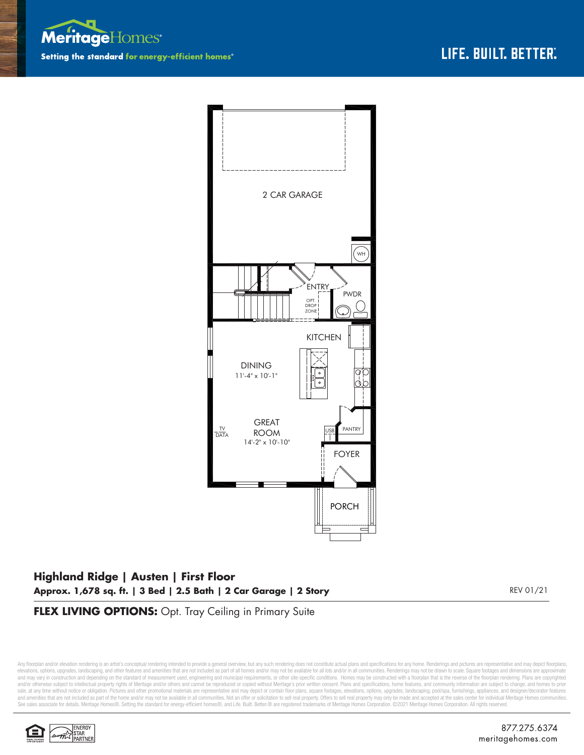Meritage Homes

Setting the standard for energy-efficient homes®

LIFE. BUILT. BETTER.®

2 CAR GARAGE

WH

ENTRY

OPT. DROP ZONE

PWDR

KITCHEN

DINING
11'-4" x 10'-1"

GREAT ROOM
14'-2" x 10'-10"

TV DATA

USB

PANTRY

FOYER

PORCH

## Highland Ridge | Austen | First Floor

**Approx. 1,678 sq. ft. | 3 Bed | 2.5 Bath | 2 Car Garage | 2 Story**

REV 01/21

**FLEX LIVING OPTIONS:** Opt. Tray Ceiling in Primary Suite

Any floorplan and/or elevation rendering is an artist's conceptual rendering intended to provide a general overview, but any such rendering does not constitute actual plans and specifications for any home. Renderings and pictures are representative and may depict floorplans, elevations, options, upgrades, landscaping, and other features and amenities that are not included as part of all homes and/or may not be available for all lots and/or in all communities. Renderings may not be drawn to scale. Square footages and dimensions are approximate and may vary in construction and depending on the standard of measurement used, engineering and municipal requirements, or other site-specific conditions. Homes may be constructed with a floorplan that is the reverse of the floorplan rendering. Plans are copyrighted and/or otherwise subject to intellectual property rights of Meritage and/or others and cannot be reproduced or copied without Meritage's prior written consent. Plans and specifications, home features, and community information are subject to change, and homes to prior sale, at any time without notice or obligation. Pictures and other promotional materials are representative and may depict or contain floor plans, square footages, elevations, options, upgrades, landscaping, pool/spa, furnishings, appliances, and designer/decorator features and amenities that are not included as part of the home and/or may not be available in all communities. Not an offer or solicitation to sell real property. Offers to sell real property may only be made and accepted at the sales center for individual Meritage Homes communities. See sales associate for details. Meritage Homes®, Setting the standard for energy-efficient homes®, and Life. Built. Better.® are registered trademarks of Meritage Homes Corporation. ©2021 Meritage Homes Corporation. All rights reserved.

ENERGY STAR PARTNER

877.275.6374
meritagehomes.com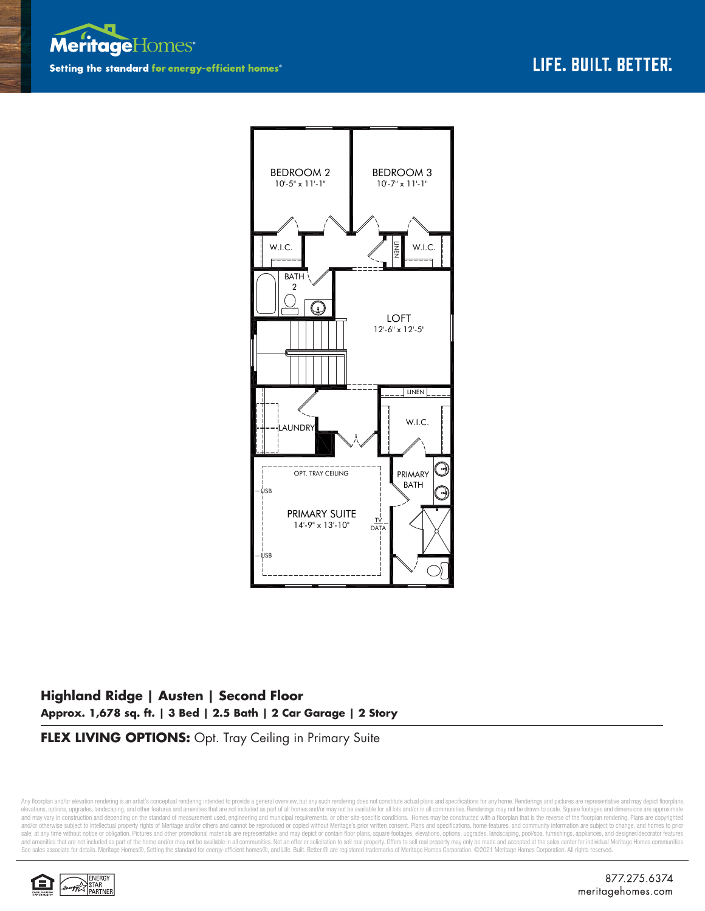Meritage Homes

Setting the standard for energy-efficient homes®

LIFE. BUILT. BETTER.®

BEDROOM 2
10'-5" x 11'-1"

BEDROOM 3
10'-7" x 11'-1"

W.I.C.

LINEN

W.I.C.

BATH 2

LOFT
12'-6" x 12'-5"

LINEN

LAUNDRY

W.I.C.

OPT. TRAY CEILING

USB

PRIMARY BATH

PRIMARY SUITE
14'-9" x 13'-10"

TV
DATA

USB

**Highland Ridge | Austen | Second Floor**

**Approx. 1,678 sq. ft. | 3 Bed | 2.5 Bath | 2 Car Garage | 2 Story**

**FLEX LIVING OPTIONS:** Opt. Tray Ceiling in Primary Suite

Any floorplan and/or elevation rendering is an artist's conceptual rendering intended to provide a general overview, but any such rendering does not constitute actual plans and specifications for any home. Renderings and pictures are representative and may depict floorplans, elevations, options, upgrades, landscaping, and other features and amenities that are not included as part of all homes and/or may not be available for all lots and/or in all communities. Renderings may not be drawn to scale. Square footages and dimensions are approximate and may vary in construction and depending on the standard of measurement used, engineering and municipal requirements, or other site-specific conditions. Homes may be constructed with a floorplan that is the reverse of the floorplan rendering. Plans are copyrighted and/or otherwise subject to intellectual property rights of Meritage and/or others and cannot be reproduced or copied without Meritage's prior written consent. Plans and specifications, home features, and community information are subject to change, and homes to prior sale, at any time without notice or obligation. Pictures and other promotional materials are representative and may depict or contain floor plans, square footages, elevations, options, upgrades, landscaping, pool/spa, furnishings, appliances, and designer/decorator features and amenities that are not included as part of the home and/or may not be available in all communities. Not an offer or solicitation to sell real property. Offers to sell real property may only be made and accepted at the sales center for individual Meritage Homes communities. See sales associate for details. Meritage Homes®, Setting the standard for energy-efficient homes®, and Life. Built. Better.® are registered trademarks of Meritage Homes Corporation. ©2021 Meritage Homes Corporation. All rights reserved.

ENERGY STAR PARTNER

877.275.6374
meritagehomes.com